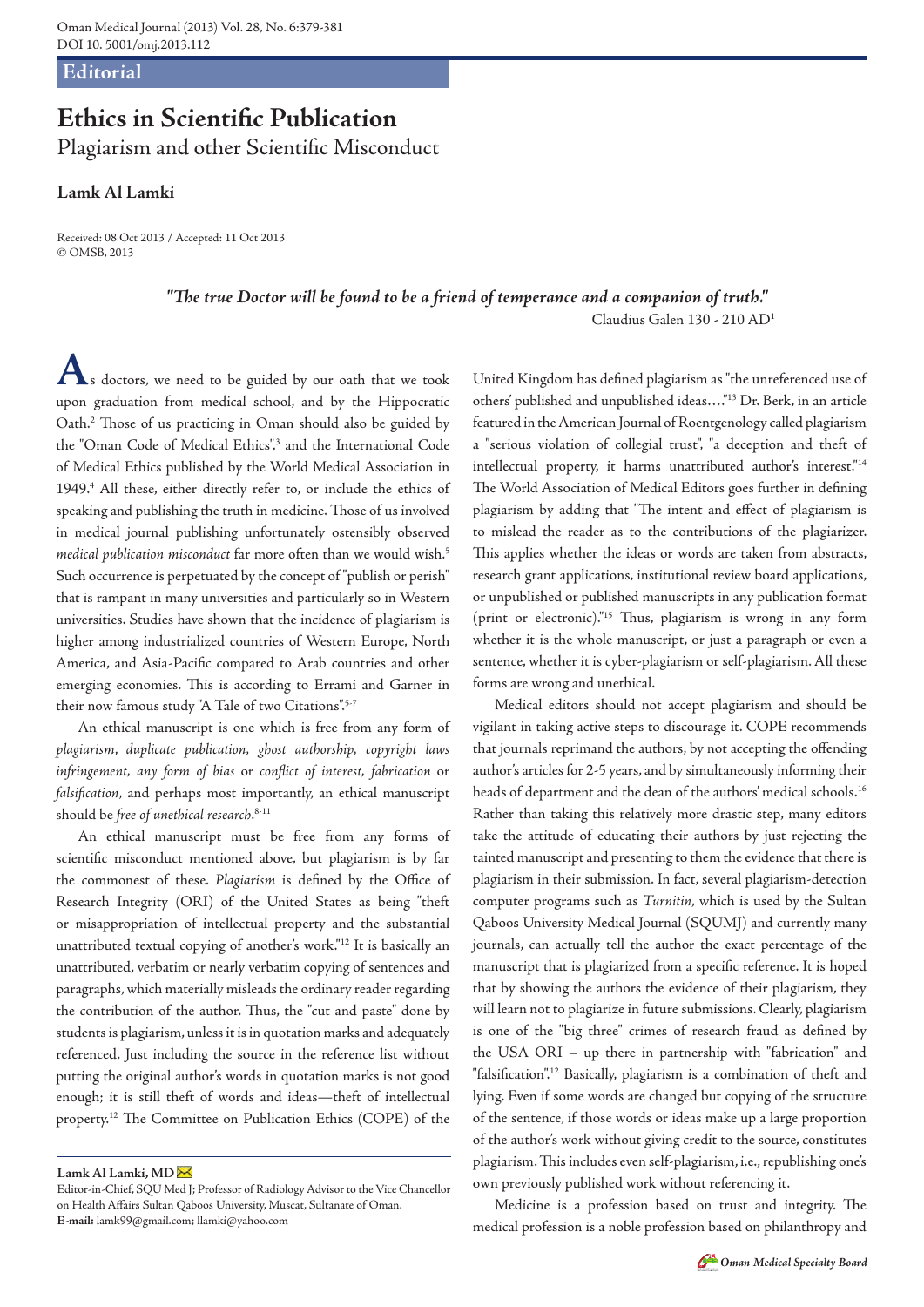Editorial

# Ethics in Scientific Publication

## Plagiarism and other Scientific Misconduct

**Lamk Al Lamki**

Received: 08 Oct 2013 / Accepted: 11 Oct 2013
© OMSB, 2013

> ***"The true Doctor will be found to be a friend of temperance and a companion of truth."***
> Claudius Galen 130 - 210 AD[1]

As doctors, we need to be guided by our oath that we took upon graduation from medical school, and by the Hippocratic Oath.[2] Those of us practicing in Oman should also be guided by the "Oman Code of Medical Ethics",[3] and the International Code of Medical Ethics published by the World Medical Association in 1949.[4] All these, either directly refer to, or include the ethics of speaking and publishing the truth in medicine. Those of us involved in medical journal publishing unfortunately ostensibly observed *medical publication misconduct* far more often than we would wish.[5] Such occurrence is perpetuated by the concept of "publish or perish" that is rampant in many universities and particularly so in Western universities. Studies have shown that the incidence of plagiarism is higher among industrialized countries of Western Europe, North America, and Asia-Pacific compared to Arab countries and other emerging economies. This is according to Errami and Garner in their now famous study "A Tale of two Citations".[5-7]

An ethical manuscript is one which is free from any form of *plagiarism*, *duplicate publication*, *ghost authorship*, *copyright laws infringement*, *any form of bias* or *conflict of interest*, *fabrication* or *falsification*, and perhaps most importantly, an ethical manuscript should be *free of unethical research*.[8-11]

An ethical manuscript must be free from any forms of scientific misconduct mentioned above, but plagiarism is by far the commonest of these. *Plagiarism* is defined by the Office of Research Integrity (ORI) of the United States as being "theft or misappropriation of intellectual property and the substantial unattributed textual copying of another's work."[12] It is basically an unattributed, verbatim or nearly verbatim copying of sentences and paragraphs, which materially misleads the ordinary reader regarding the contribution of the author. Thus, the "cut and paste" done by students is plagiarism, unless it is in quotation marks and adequately referenced. Just including the source in the reference list without putting the original author's words in quotation marks is not good enough; it is still theft of words and ideas—theft of intellectual property.[12] The Committee on Publication Ethics (COPE) of the United Kingdom has defined plagiarism as "the unreferenced use of others' published and unpublished ideas…."[13] Dr. Berk, in an article featured in the American Journal of Roentgenology called plagiarism a "serious violation of collegial trust", "a deception and theft of intellectual property, it harms unattributed author's interest."[14] The World Association of Medical Editors goes further in defining plagiarism by adding that "The intent and effect of plagiarism is to mislead the reader as to the contributions of the plagiarizer. This applies whether the ideas or words are taken from abstracts, research grant applications, institutional review board applications, or unpublished or published manuscripts in any publication format (print or electronic)."[15] Thus, plagiarism is wrong in any form whether it is the whole manuscript, or just a paragraph or even a sentence, whether it is cyber-plagiarism or self-plagiarism. All these forms are wrong and unethical.

Medical editors should not accept plagiarism and should be vigilant in taking active steps to discourage it. COPE recommends that journals reprimand the authors, by not accepting the offending author's articles for 2-5 years, and by simultaneously informing their heads of department and the dean of the authors' medical schools.[16] Rather than taking this relatively more drastic step, many editors take the attitude of educating their authors by just rejecting the tainted manuscript and presenting to them the evidence that there is plagiarism in their submission. In fact, several plagiarism-detection computer programs such as *Turnitin*, which is used by the Sultan Qaboos University Medical Journal (SQUMJ) and currently many journals, can actually tell the author the exact percentage of the manuscript that is plagiarized from a specific reference. It is hoped that by showing the authors the evidence of their plagiarism, they will learn not to plagiarize in future submissions. Clearly, plagiarism is one of the "big three" crimes of research fraud as defined by the USA ORI – up there in partnership with "fabrication" and "falsification".[12] Basically, plagiarism is a combination of theft and lying. Even if some words are changed but copying of the structure of the sentence, if those words or ideas make up a large proportion of the author's work without giving credit to the source, constitutes plagiarism. This includes even self-plagiarism, i.e., republishing one's own previously published work without referencing it.

Medicine is a profession based on trust and integrity. The medical profession is a noble profession based on philanthropy and

---

**Lamk Al Lamki, MD**

Editor-in-Chief, SQU Med J; Professor of Radiology Advisor to the Vice Chancellor on Health Affairs Sultan Qaboos University, Muscat, Sultanate of Oman.
**E-mail:** lamk99@gmail.com; llamki@yahoo.com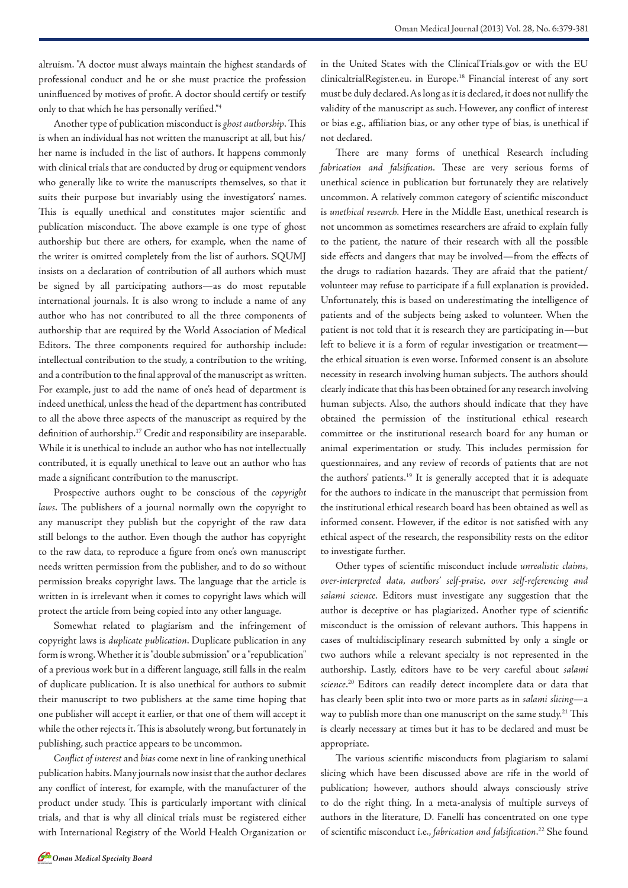altruism. "A doctor must always maintain the highest standards of professional conduct and he or she must practice the profession uninfluenced by motives of profit. A doctor should certify or testify only to that which he has personally verified."[4]

Another type of publication misconduct is *ghost authorship*. This is when an individual has not written the manuscript at all, but his/her name is included in the list of authors. It happens commonly with clinical trials that are conducted by drug or equipment vendors who generally like to write the manuscripts themselves, so that it suits their purpose but invariably using the investigators' names. This is equally unethical and constitutes major scientific and publication misconduct. The above example is one type of ghost authorship but there are others, for example, when the name of the writer is omitted completely from the list of authors. SQUMJ insists on a declaration of contribution of all authors which must be signed by all participating authors—as do most reputable international journals. It is also wrong to include a name of any author who has not contributed to all the three components of authorship that are required by the World Association of Medical Editors. The three components required for authorship include: intellectual contribution to the study, a contribution to the writing, and a contribution to the final approval of the manuscript as written. For example, just to add the name of one's head of department is indeed unethical, unless the head of the department has contributed to all the above three aspects of the manuscript as required by the definition of authorship.[17] Credit and responsibility are inseparable. While it is unethical to include an author who has not intellectually contributed, it is equally unethical to leave out an author who has made a significant contribution to the manuscript.

Prospective authors ought to be conscious of the *copyright laws*. The publishers of a journal normally own the copyright to any manuscript they publish but the copyright of the raw data still belongs to the author. Even though the author has copyright to the raw data, to reproduce a figure from one's own manuscript needs written permission from the publisher, and to do so without permission breaks copyright laws. The language that the article is written in is irrelevant when it comes to copyright laws which will protect the article from being copied into any other language.

Somewhat related to plagiarism and the infringement of copyright laws is *duplicate publication*. Duplicate publication in any form is wrong. Whether it is "double submission" or a "republication" of a previous work but in a different language, still falls in the realm of duplicate publication. It is also unethical for authors to submit their manuscript to two publishers at the same time hoping that one publisher will accept it earlier, or that one of them will accept it while the other rejects it. This is absolutely wrong, but fortunately in publishing, such practice appears to be uncommon.

*Conflict of interest* and *bias* come next in line of ranking unethical publication habits. Many journals now insist that the author declares any conflict of interest, for example, with the manufacturer of the product under study. This is particularly important with clinical trials, and that is why all clinical trials must be registered either with International Registry of the World Health Organization or in the United States with the ClinicalTrials.gov or with the EU clinicaltrialRegister.eu. in Europe.[18] Financial interest of any sort must be duly declared. As long as it is declared, it does not nullify the validity of the manuscript as such. However, any conflict of interest or bias e.g., affiliation bias, or any other type of bias, is unethical if not declared.

There are many forms of unethical Research including *fabrication and falsification*. These are very serious forms of unethical science in publication but fortunately they are relatively uncommon. A relatively common category of scientific misconduct is *unethical research*. Here in the Middle East, unethical research is not uncommon as sometimes researchers are afraid to explain fully to the patient, the nature of their research with all the possible side effects and dangers that may be involved—from the effects of the drugs to radiation hazards. They are afraid that the patient/volunteer may refuse to participate if a full explanation is provided. Unfortunately, this is based on underestimating the intelligence of patients and of the subjects being asked to volunteer. When the patient is not told that it is research they are participating in—but left to believe it is a form of regular investigation or treatment—the ethical situation is even worse. Informed consent is an absolute necessity in research involving human subjects. The authors should clearly indicate that this has been obtained for any research involving human subjects. Also, the authors should indicate that they have obtained the permission of the institutional ethical research committee or the institutional research board for any human or animal experimentation or study. This includes permission for questionnaires, and any review of records of patients that are not the authors' patients.[19] It is generally accepted that it is adequate for the authors to indicate in the manuscript that permission from the institutional ethical research board has been obtained as well as informed consent. However, if the editor is not satisfied with any ethical aspect of the research, the responsibility rests on the editor to investigate further.

Other types of scientific misconduct include *unrealistic claims, over-interpreted data, authors' self-praise, over self-referencing and salami science*. Editors must investigate any suggestion that the author is deceptive or has plagiarized. Another type of scientific misconduct is the omission of relevant authors. This happens in cases of multidisciplinary research submitted by only a single or two authors while a relevant specialty is not represented in the authorship. Lastly, editors have to be very careful about *salami science*.[20] Editors can readily detect incomplete data or data that has clearly been split into two or more parts as in *salami slicing*—a way to publish more than one manuscript on the same study.[21] This is clearly necessary at times but it has to be declared and must be appropriate.

The various scientific misconducts from plagiarism to salami slicing which have been discussed above are rife in the world of publication; however, authors should always consciously strive to do the right thing. In a meta-analysis of multiple surveys of authors in the literature, D. Fanelli has concentrated on one type of scientific misconduct i.e., *fabrication and falsification*.[22] She found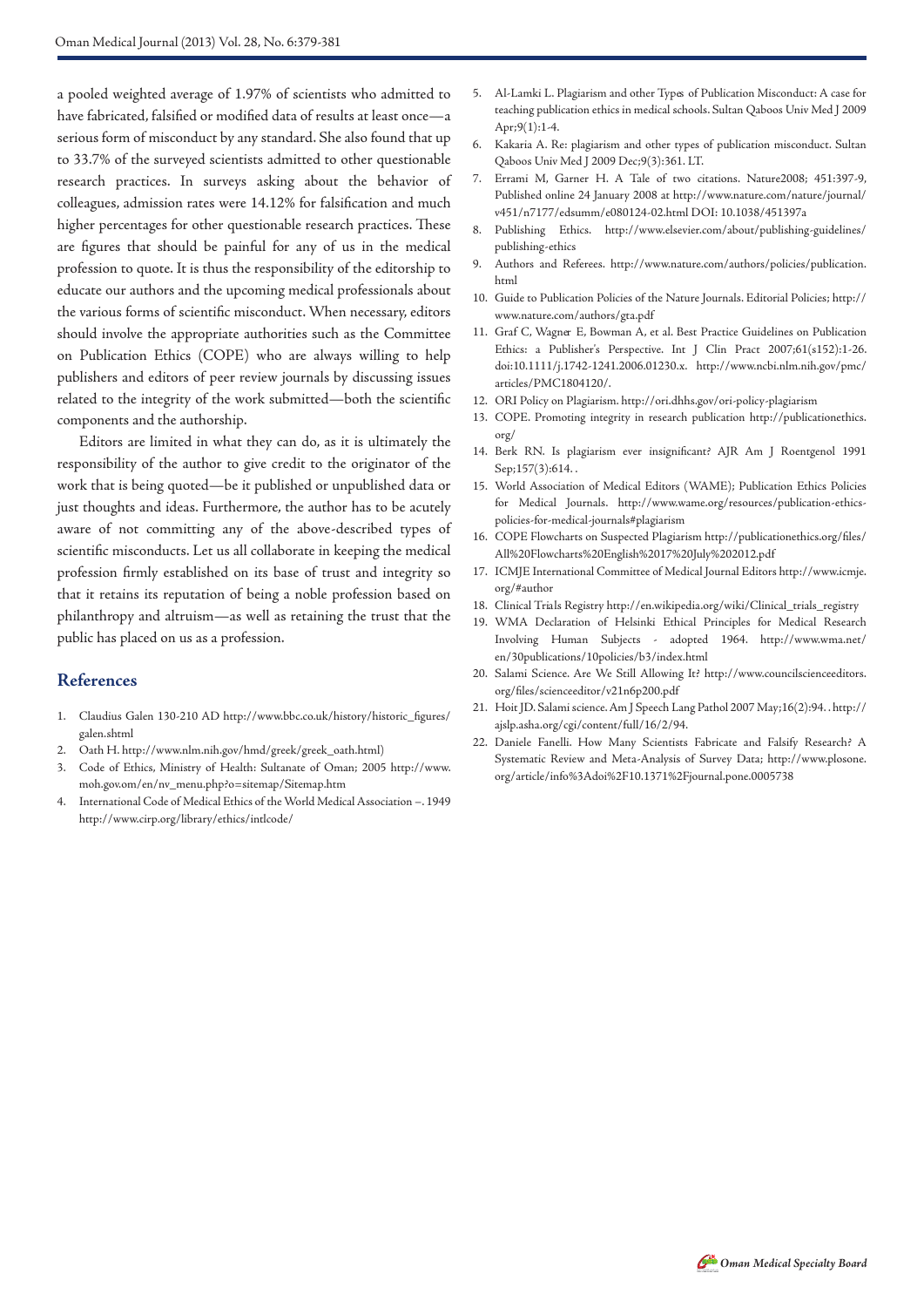a pooled weighted average of 1.97% of scientists who admitted to have fabricated, falsified or modified data of results at least once—a serious form of misconduct by any standard. She also found that up to 33.7% of the surveyed scientists admitted to other questionable research practices. In surveys asking about the behavior of colleagues, admission rates were 14.12% for falsification and much higher percentages for other questionable research practices. These are figures that should be painful for any of us in the medical profession to quote. It is thus the responsibility of the editorship to educate our authors and the upcoming medical professionals about the various forms of scientific misconduct. When necessary, editors should involve the appropriate authorities such as the Committee on Publication Ethics (COPE) who are always willing to help publishers and editors of peer review journals by discussing issues related to the integrity of the work submitted—both the scientific components and the authorship.

Editors are limited in what they can do, as it is ultimately the responsibility of the author to give credit to the originator of the work that is being quoted—be it published or unpublished data or just thoughts and ideas. Furthermore, the author has to be acutely aware of not committing any of the above-described types of scientific misconducts. Let us all collaborate in keeping the medical profession firmly established on its base of trust and integrity so that it retains its reputation of being a noble profession based on philanthropy and altruism—as well as retaining the trust that the public has placed on us as a profession.

## References

1. Claudius Galen 130-210 AD http://www.bbc.co.uk/history/historic_figures/galen.shtml
2. Oath H. http://www.nlm.nih.gov/hmd/greek/greek_oath.html)
3. Code of Ethics, Ministry of Health: Sultanate of Oman; 2005 http://www.moh.gov.om/en/nv_menu.php?o=sitemap/Sitemap.htm
4. International Code of Medical Ethics of the World Medical Association –. 1949 http://www.cirp.org/library/ethics/intlcode/
5. Al-Lamki L. Plagiarism and other Types of Publication Misconduct: A case for teaching publication ethics in medical schools. Sultan Qaboos Univ Med J 2009 Apr;9(1):1-4.
6. Kakaria A. Re: plagiarism and other types of publication misconduct. Sultan Qaboos Univ Med J 2009 Dec;9(3):361. LT.
7. Errami M, Garner H. A Tale of two citations. Nature2008; 451:397-9, Published online 24 January 2008 at http://www.nature.com/nature/journal/v451/n7177/edsumm/e080124-02.html DOI: 10.1038/451397a
8. Publishing Ethics. http://www.elsevier.com/about/publishing-guidelines/publishing-ethics
9. Authors and Referees. http://www.nature.com/authors/policies/publication.html
10. Guide to Publication Policies of the Nature Journals. Editorial Policies; http://www.nature.com/authors/gta.pdf
11. Graf C, Wagner E, Bowman A, et al. Best Practice Guidelines on Publication Ethics: a Publisher's Perspective. Int J Clin Pract 2007;61(s152):1-26. doi:10.1111/j.1742-1241.2006.01230.x. http://www.ncbi.nlm.nih.gov/pmc/articles/PMC1804120/.
12. ORI Policy on Plagiarism. http://ori.dhhs.gov/ori-policy-plagiarism
13. COPE. Promoting integrity in research publication http://publicationethics.org/
14. Berk RN. Is plagiarism ever insignificant? AJR Am J Roentgenol 1991 Sep;157(3):614. .
15. World Association of Medical Editors (WAME); Publication Ethics Policies for Medical Journals. http://www.wame.org/resources/publication-ethics-policies-for-medical-journals#plagiarism
16. COPE Flowcharts on Suspected Plagiarism http://publicationethics.org/files/All%20Flowcharts%20English%2017%20July%202012.pdf
17. ICMJE International Committee of Medical Journal Editors http://www.icmje.org/#author
18. Clinical Trials Registry http://en.wikipedia.org/wiki/Clinical_trials_registry
19. WMA Declaration of Helsinki Ethical Principles for Medical Research Involving Human Subjects - adopted 1964. http://www.wma.net/en/30publications/10policies/b3/index.html
20. Salami Science. Are We Still Allowing It? http://www.councilscienceeditors.org/files/scienceeditor/v21n6p200.pdf
21. Hoit JD. Salami science. Am J Speech Lang Pathol 2007 May;16(2):94. . http://ajslp.asha.org/cgi/content/full/16/2/94.
22. Daniele Fanelli. How Many Scientists Fabricate and Falsify Research? A Systematic Review and Meta-Analysis of Survey Data; http://www.plosone.org/article/info%3Adoi%2F10.1371%2Fjournal.pone.0005738